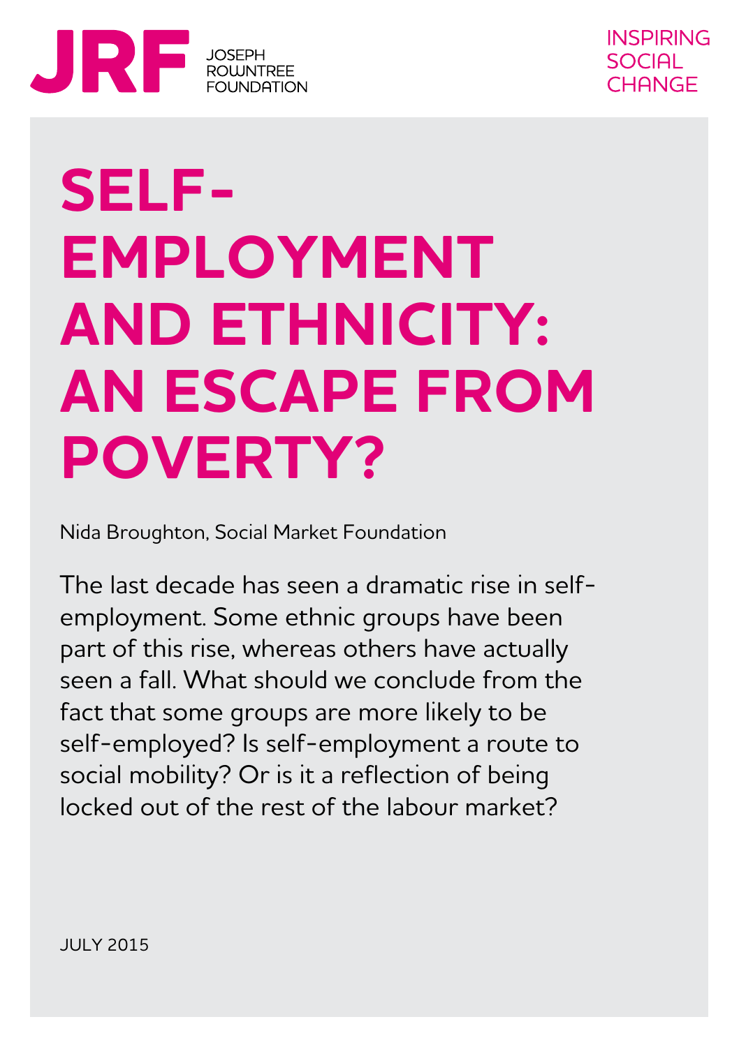JRF JOSEPH ROWNTREE FOUNDATION

INSPIRING SOCIAL CHANGE

# SELF-EMPLOYMENT AND ETHNICITY: AN ESCAPE FROM POVERTY?

Nida Broughton, Social Market Foundation

The last decade has seen a dramatic rise in self-employment. Some ethnic groups have been part of this rise, whereas others have actually seen a fall. What should we conclude from the fact that some groups are more likely to be self-employed? Is self-employment a route to social mobility? Or is it a reflection of being locked out of the rest of the labour market?

JULY 2015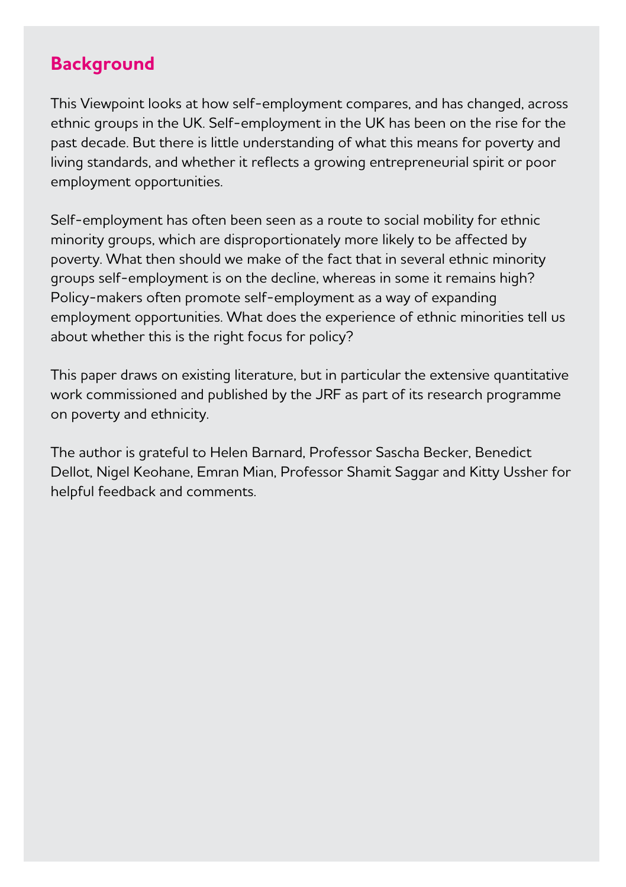## Background

This Viewpoint looks at how self-employment compares, and has changed, across ethnic groups in the UK. Self-employment in the UK has been on the rise for the past decade. But there is little understanding of what this means for poverty and living standards, and whether it reflects a growing entrepreneurial spirit or poor employment opportunities.

Self-employment has often been seen as a route to social mobility for ethnic minority groups, which are disproportionately more likely to be affected by poverty. What then should we make of the fact that in several ethnic minority groups self-employment is on the decline, whereas in some it remains high? Policy-makers often promote self-employment as a way of expanding employment opportunities. What does the experience of ethnic minorities tell us about whether this is the right focus for policy?

This paper draws on existing literature, but in particular the extensive quantitative work commissioned and published by the JRF as part of its research programme on poverty and ethnicity.

The author is grateful to Helen Barnard, Professor Sascha Becker, Benedict Dellot, Nigel Keohane, Emran Mian, Professor Shamit Saggar and Kitty Ussher for helpful feedback and comments.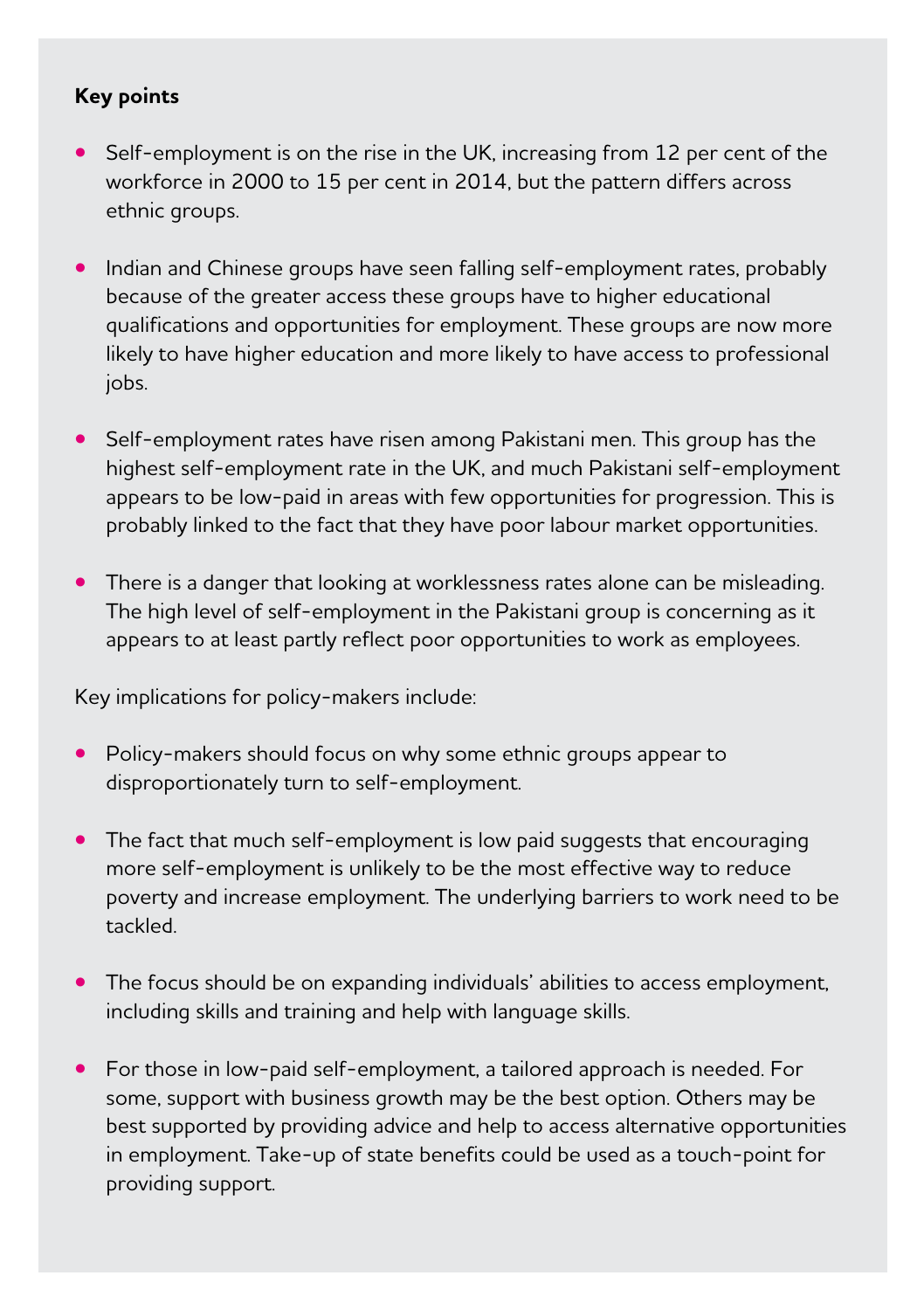**Key points**

- Self-employment is on the rise in the UK, increasing from 12 per cent of the workforce in 2000 to 15 per cent in 2014, but the pattern differs across ethnic groups.
- Indian and Chinese groups have seen falling self-employment rates, probably because of the greater access these groups have to higher educational qualifications and opportunities for employment. These groups are now more likely to have higher education and more likely to have access to professional jobs.
- Self-employment rates have risen among Pakistani men. This group has the highest self-employment rate in the UK, and much Pakistani self-employment appears to be low-paid in areas with few opportunities for progression. This is probably linked to the fact that they have poor labour market opportunities.
- There is a danger that looking at worklessness rates alone can be misleading. The high level of self-employment in the Pakistani group is concerning as it appears to at least partly reflect poor opportunities to work as employees.

Key implications for policy-makers include:

- Policy-makers should focus on why some ethnic groups appear to disproportionately turn to self-employment.
- The fact that much self-employment is low paid suggests that encouraging more self-employment is unlikely to be the most effective way to reduce poverty and increase employment. The underlying barriers to work need to be tackled.
- The focus should be on expanding individuals' abilities to access employment, including skills and training and help with language skills.
- For those in low-paid self-employment, a tailored approach is needed. For some, support with business growth may be the best option. Others may be best supported by providing advice and help to access alternative opportunities in employment. Take-up of state benefits could be used as a touch-point for providing support.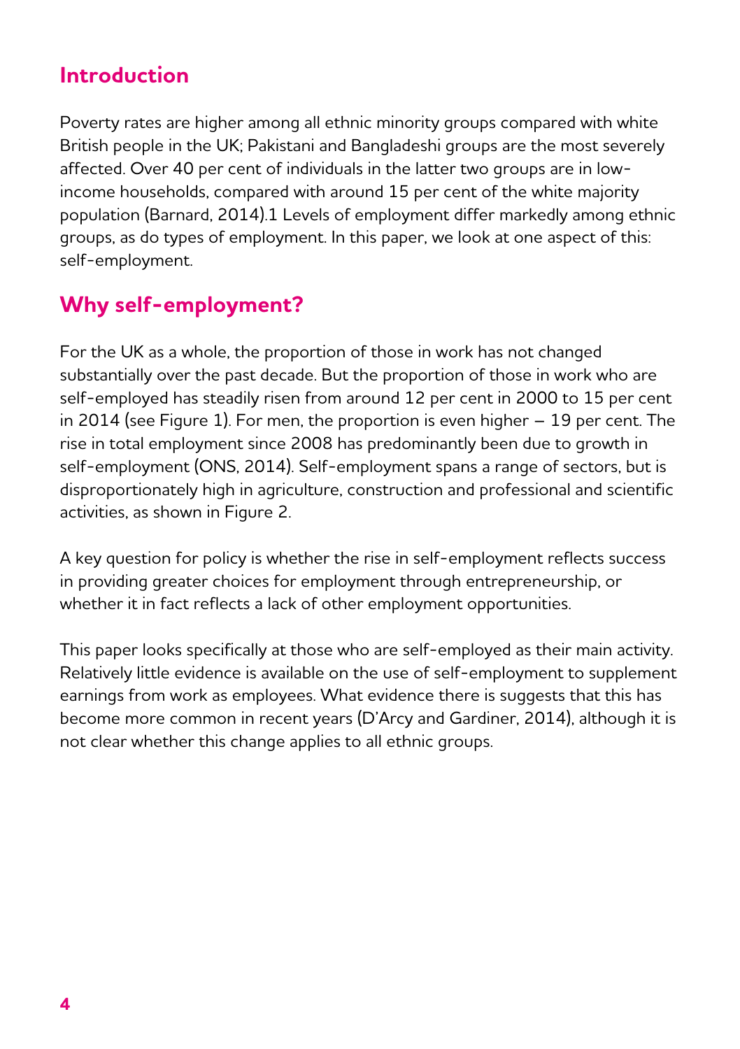## Introduction

Poverty rates are higher among all ethnic minority groups compared with white British people in the UK; Pakistani and Bangladeshi groups are the most severely affected. Over 40 per cent of individuals in the latter two groups are in low-income households, compared with around 15 per cent of the white majority population (Barnard, 2014).[1] Levels of employment differ markedly among ethnic groups, as do types of employment. In this paper, we look at one aspect of this: self-employment.

## Why self-employment?

For the UK as a whole, the proportion of those in work has not changed substantially over the past decade. But the proportion of those in work who are self-employed has steadily risen from around 12 per cent in 2000 to 15 per cent in 2014 (see Figure 1). For men, the proportion is even higher – 19 per cent. The rise in total employment since 2008 has predominantly been due to growth in self-employment (ONS, 2014). Self-employment spans a range of sectors, but is disproportionately high in agriculture, construction and professional and scientific activities, as shown in Figure 2.

A key question for policy is whether the rise in self-employment reflects success in providing greater choices for employment through entrepreneurship, or whether it in fact reflects a lack of other employment opportunities.

This paper looks specifically at those who are self-employed as their main activity. Relatively little evidence is available on the use of self-employment to supplement earnings from work as employees. What evidence there is suggests that this has become more common in recent years (D'Arcy and Gardiner, 2014), although it is not clear whether this change applies to all ethnic groups.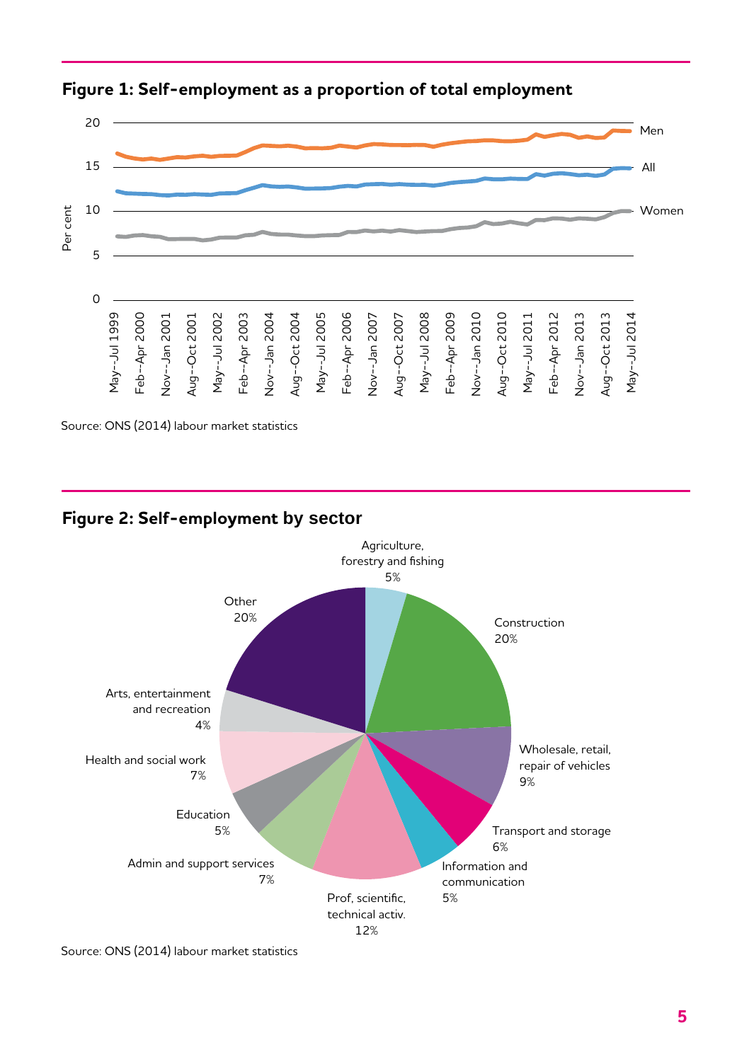## Figure 1: Self-employment as a proportion of total employment

Source: ONS (2014) labour market statistics

## Figure 2: Self-employment by sector

| Sector | Share |
|---|---|
| Agriculture, forestry and fishing | 5% |
| Construction | 20% |
| Wholesale, retail, repair of vehicles | 9% |
| Transport and storage | 6% |
| Information and communication | 5% |
| Prof, scientific, technical activ. | 12% |
| Admin and support services | 7% |
| Education | 5% |
| Health and social work | 7% |
| Arts, entertainment and recreation | 4% |
| Other | 20% |

Source: ONS (2014) labour market statistics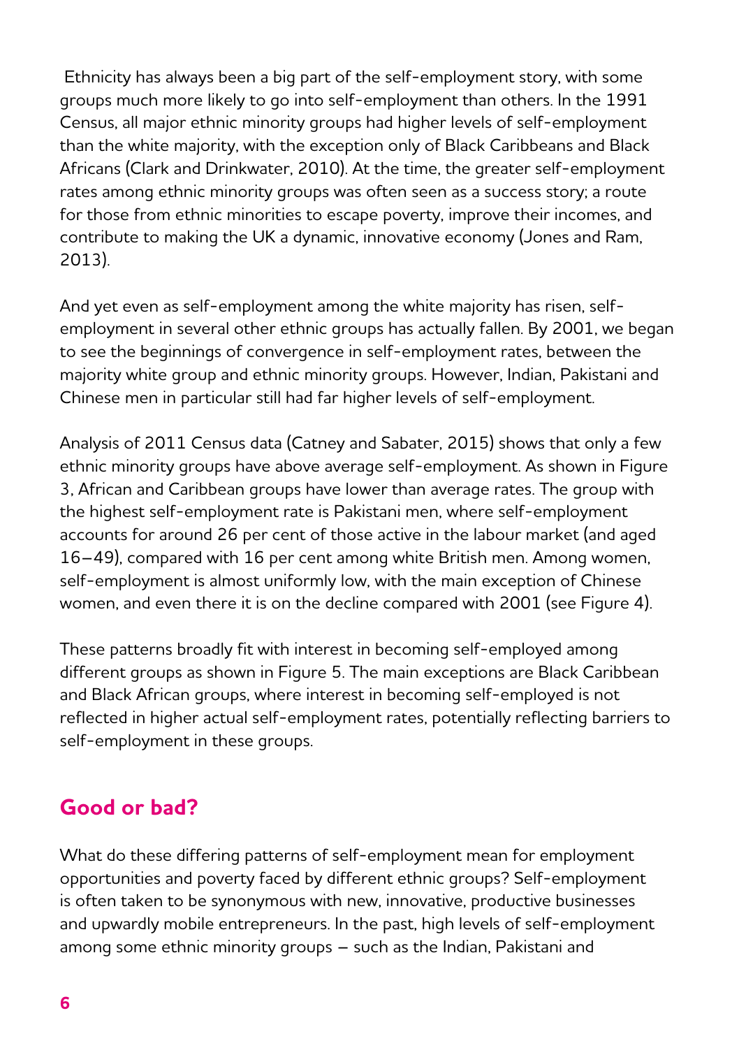Ethnicity has always been a big part of the self-employment story, with some groups much more likely to go into self-employment than others. In the 1991 Census, all major ethnic minority groups had higher levels of self-employment than the white majority, with the exception only of Black Caribbeans and Black Africans (Clark and Drinkwater, 2010). At the time, the greater self-employment rates among ethnic minority groups was often seen as a success story; a route for those from ethnic minorities to escape poverty, improve their incomes, and contribute to making the UK a dynamic, innovative economy (Jones and Ram, 2013).

And yet even as self-employment among the white majority has risen, self-employment in several other ethnic groups has actually fallen. By 2001, we began to see the beginnings of convergence in self-employment rates, between the majority white group and ethnic minority groups. However, Indian, Pakistani and Chinese men in particular still had far higher levels of self-employment.

Analysis of 2011 Census data (Catney and Sabater, 2015) shows that only a few ethnic minority groups have above average self-employment. As shown in Figure 3, African and Caribbean groups have lower than average rates. The group with the highest self-employment rate is Pakistani men, where self-employment accounts for around 26 per cent of those active in the labour market (and aged 16–49), compared with 16 per cent among white British men. Among women, self-employment is almost uniformly low, with the main exception of Chinese women, and even there it is on the decline compared with 2001 (see Figure 4).

These patterns broadly fit with interest in becoming self-employed among different groups as shown in Figure 5. The main exceptions are Black Caribbean and Black African groups, where interest in becoming self-employed is not reflected in higher actual self-employment rates, potentially reflecting barriers to self-employment in these groups.

## Good or bad?

What do these differing patterns of self-employment mean for employment opportunities and poverty faced by different ethnic groups? Self-employment is often taken to be synonymous with new, innovative, productive businesses and upwardly mobile entrepreneurs. In the past, high levels of self-employment among some ethnic minority groups – such as the Indian, Pakistani and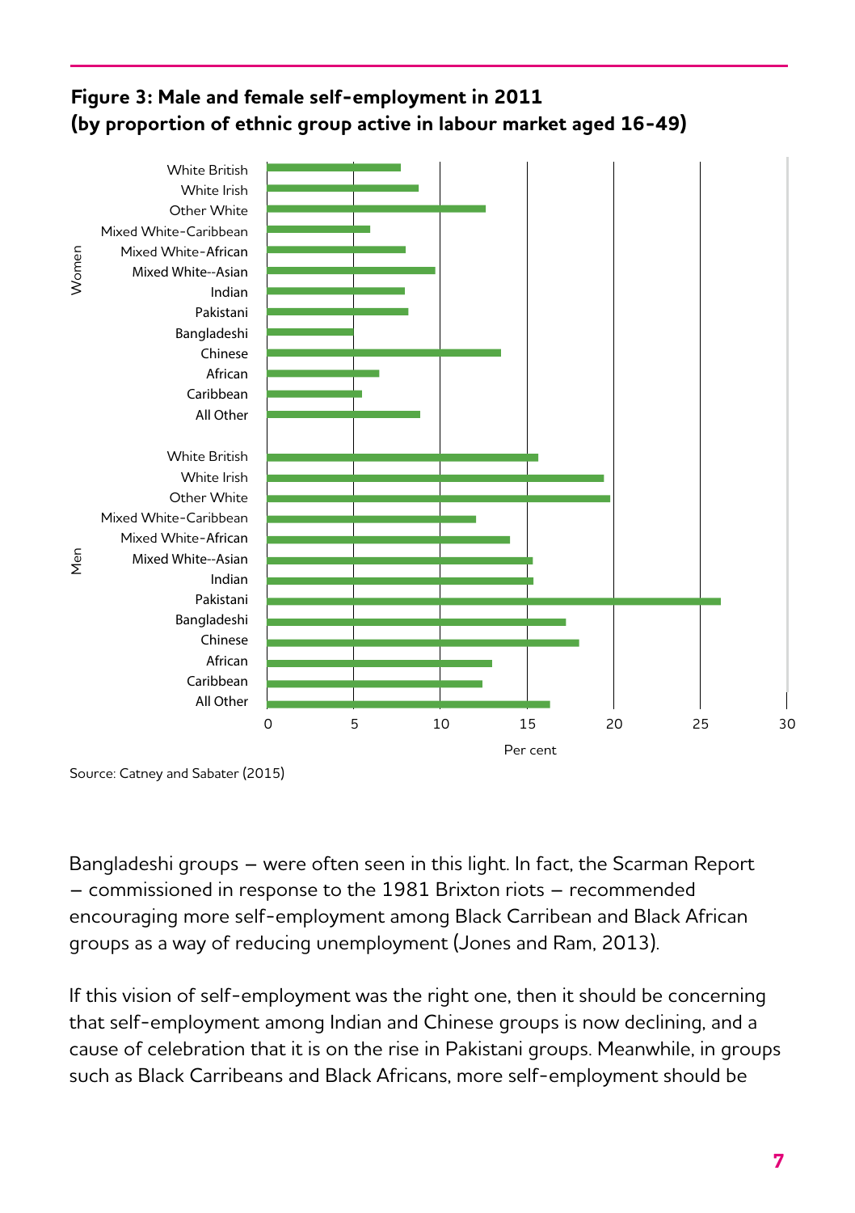**Figure 3: Male and female self-employment in 2011 (by proportion of ethnic group active in labour market aged 16-49)**

Source: Catney and Sabater (2015)

Bangladeshi groups – were often seen in this light. In fact, the Scarman Report – commissioned in response to the 1981 Brixton riots – recommended encouraging more self-employment among Black Carribean and Black African groups as a way of reducing unemployment (Jones and Ram, 2013).

If this vision of self-employment was the right one, then it should be concerning that self-employment among Indian and Chinese groups is now declining, and a cause of celebration that it is on the rise in Pakistani groups. Meanwhile, in groups such as Black Carribeans and Black Africans, more self-employment should be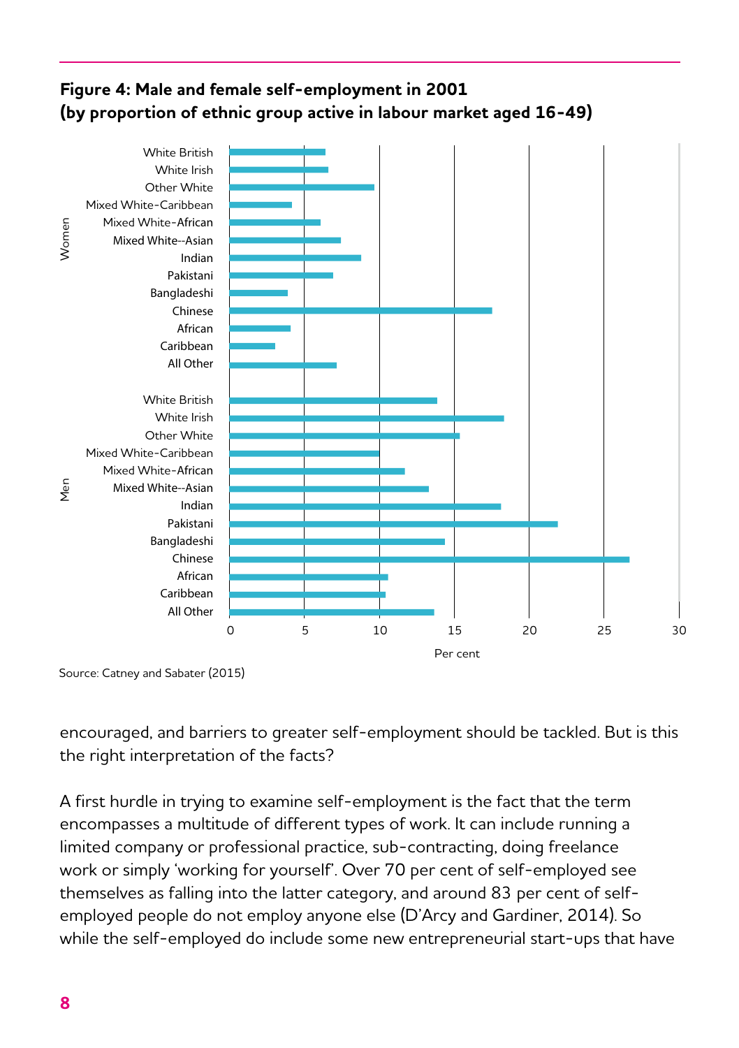**Figure 4: Male and female self-employment in 2001 (by proportion of ethnic group active in labour market aged 16-49)**

Source: Catney and Sabater (2015)

encouraged, and barriers to greater self-employment should be tackled. But is this the right interpretation of the facts?

A first hurdle in trying to examine self-employment is the fact that the term encompasses a multitude of different types of work. It can include running a limited company or professional practice, sub-contracting, doing freelance work or simply 'working for yourself'. Over 70 per cent of self-employed see themselves as falling into the latter category, and around 83 per cent of self-employed people do not employ anyone else (D'Arcy and Gardiner, 2014). So while the self-employed do include some new entrepreneurial start-ups that have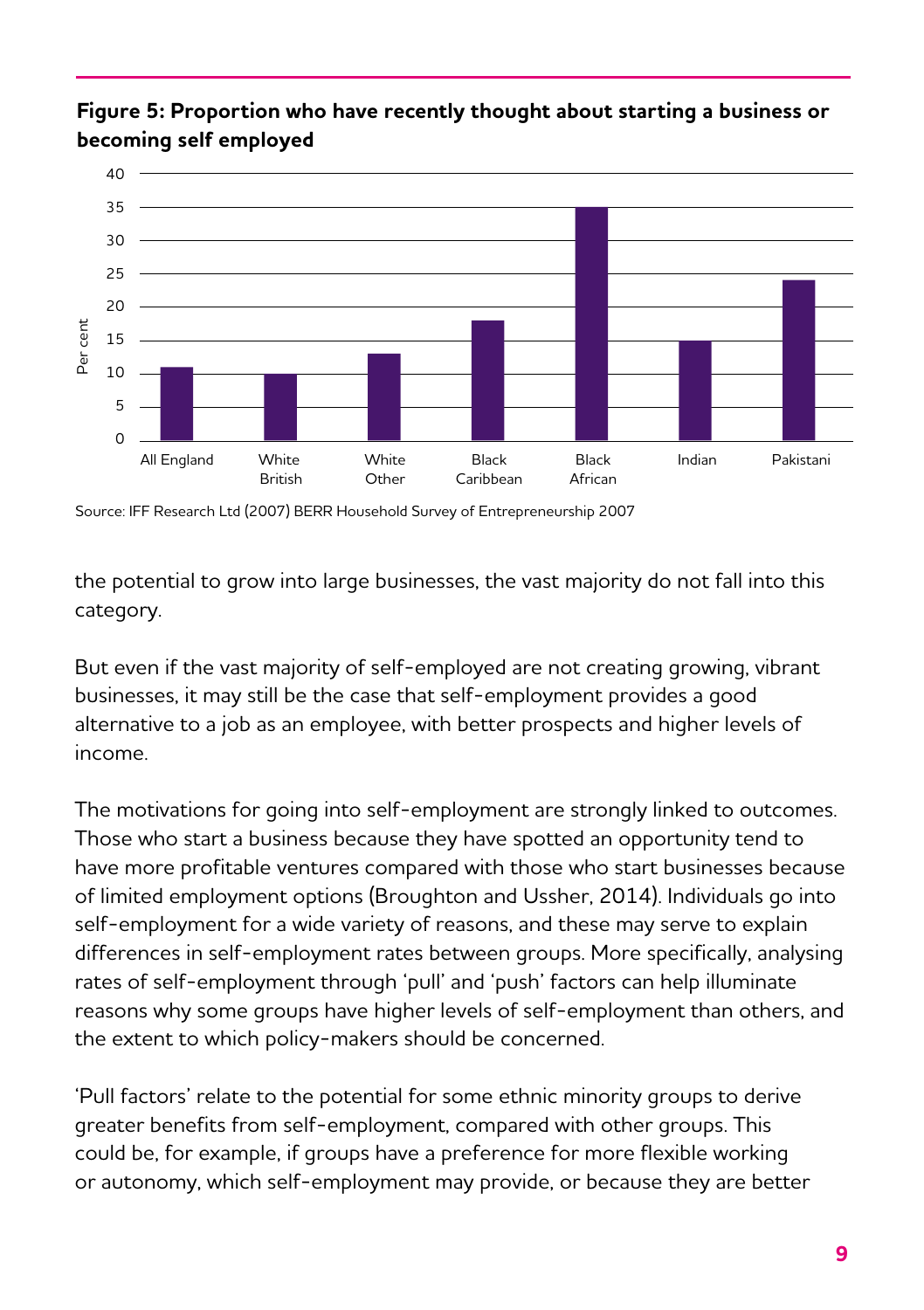**Figure 5: Proportion who have recently thought about starting a business or becoming self employed**

Source: IFF Research Ltd (2007) BERR Household Survey of Entrepreneurship 2007

the potential to grow into large businesses, the vast majority do not fall into this category.

But even if the vast majority of self-employed are not creating growing, vibrant businesses, it may still be the case that self-employment provides a good alternative to a job as an employee, with better prospects and higher levels of income.

The motivations for going into self-employment are strongly linked to outcomes. Those who start a business because they have spotted an opportunity tend to have more profitable ventures compared with those who start businesses because of limited employment options (Broughton and Ussher, 2014). Individuals go into self-employment for a wide variety of reasons, and these may serve to explain differences in self-employment rates between groups. More specifically, analysing rates of self-employment through 'pull' and 'push' factors can help illuminate reasons why some groups have higher levels of self-employment than others, and the extent to which policy-makers should be concerned.

'Pull factors' relate to the potential for some ethnic minority groups to derive greater benefits from self-employment, compared with other groups. This could be, for example, if groups have a preference for more flexible working or autonomy, which self-employment may provide, or because they are better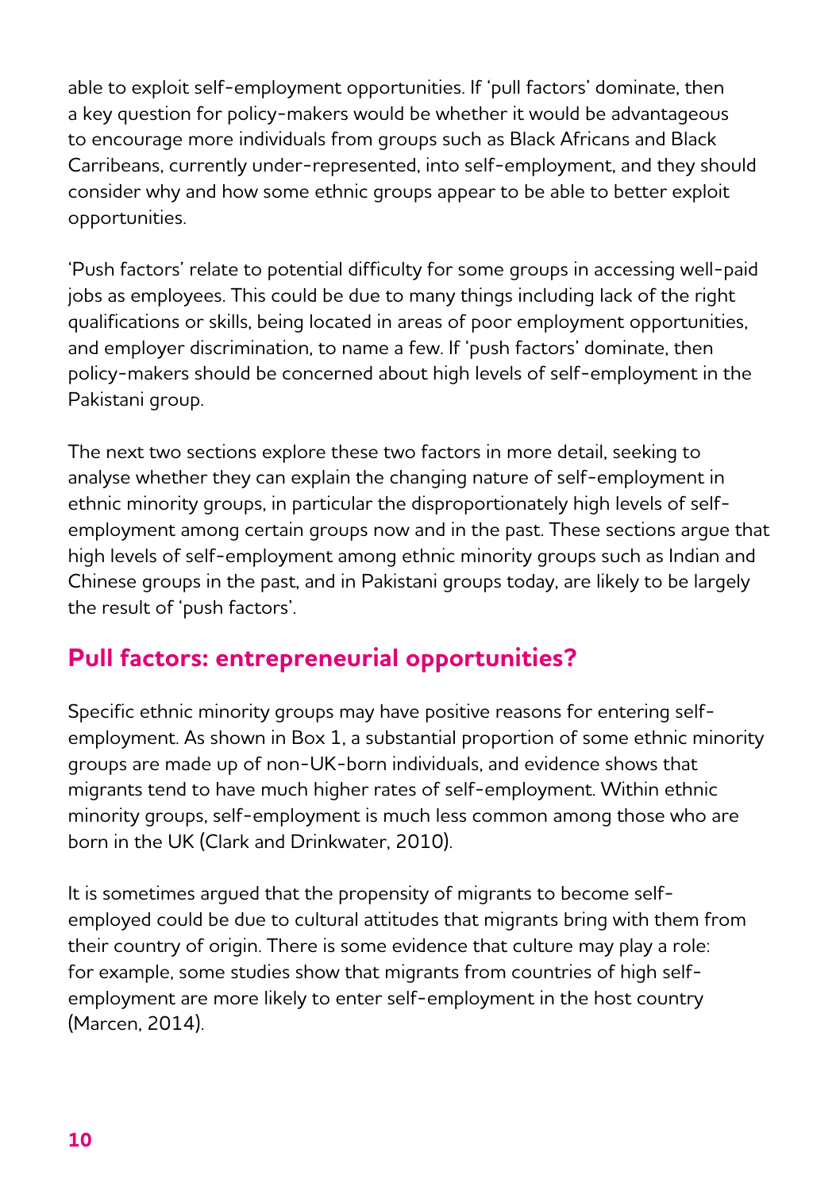able to exploit self-employment opportunities. If 'pull factors' dominate, then a key question for policy-makers would be whether it would be advantageous to encourage more individuals from groups such as Black Africans and Black Carribeans, currently under-represented, into self-employment, and they should consider why and how some ethnic groups appear to be able to better exploit opportunities.

'Push factors' relate to potential difficulty for some groups in accessing well-paid jobs as employees. This could be due to many things including lack of the right qualifications or skills, being located in areas of poor employment opportunities, and employer discrimination, to name a few. If 'push factors' dominate, then policy-makers should be concerned about high levels of self-employment in the Pakistani group.

The next two sections explore these two factors in more detail, seeking to analyse whether they can explain the changing nature of self-employment in ethnic minority groups, in particular the disproportionately high levels of self-employment among certain groups now and in the past. These sections argue that high levels of self-employment among ethnic minority groups such as Indian and Chinese groups in the past, and in Pakistani groups today, are likely to be largely the result of 'push factors'.

## Pull factors: entrepreneurial opportunities?

Specific ethnic minority groups may have positive reasons for entering self-employment. As shown in Box 1, a substantial proportion of some ethnic minority groups are made up of non-UK-born individuals, and evidence shows that migrants tend to have much higher rates of self-employment. Within ethnic minority groups, self-employment is much less common among those who are born in the UK (Clark and Drinkwater, 2010).

It is sometimes argued that the propensity of migrants to become self-employed could be due to cultural attitudes that migrants bring with them from their country of origin. There is some evidence that culture may play a role: for example, some studies show that migrants from countries of high self-employment are more likely to enter self-employment in the host country (Marcen, 2014).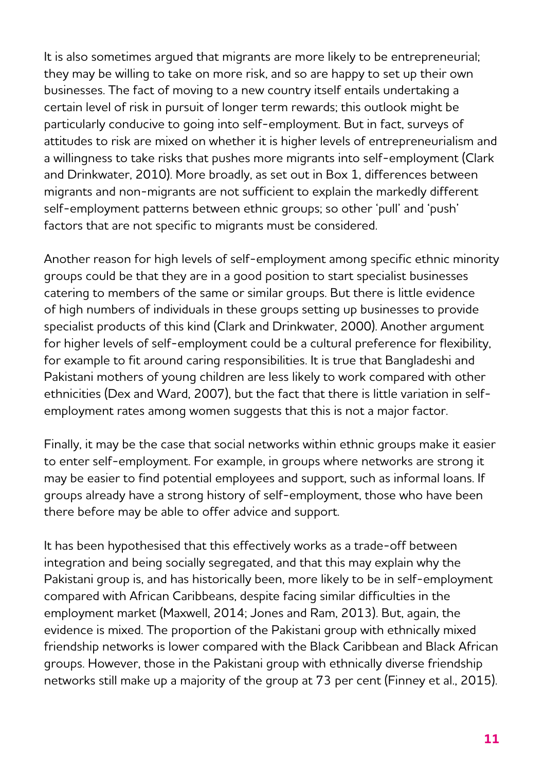It is also sometimes argued that migrants are more likely to be entrepreneurial; they may be willing to take on more risk, and so are happy to set up their own businesses. The fact of moving to a new country itself entails undertaking a certain level of risk in pursuit of longer term rewards; this outlook might be particularly conducive to going into self-employment. But in fact, surveys of attitudes to risk are mixed on whether it is higher levels of entrepreneurialism and a willingness to take risks that pushes more migrants into self-employment (Clark and Drinkwater, 2010). More broadly, as set out in Box 1, differences between migrants and non-migrants are not sufficient to explain the markedly different self-employment patterns between ethnic groups; so other 'pull' and 'push' factors that are not specific to migrants must be considered.

Another reason for high levels of self-employment among specific ethnic minority groups could be that they are in a good position to start specialist businesses catering to members of the same or similar groups. But there is little evidence of high numbers of individuals in these groups setting up businesses to provide specialist products of this kind (Clark and Drinkwater, 2000). Another argument for higher levels of self-employment could be a cultural preference for flexibility, for example to fit around caring responsibilities. It is true that Bangladeshi and Pakistani mothers of young children are less likely to work compared with other ethnicities (Dex and Ward, 2007), but the fact that there is little variation in self-employment rates among women suggests that this is not a major factor.

Finally, it may be the case that social networks within ethnic groups make it easier to enter self-employment. For example, in groups where networks are strong it may be easier to find potential employees and support, such as informal loans. If groups already have a strong history of self-employment, those who have been there before may be able to offer advice and support.

It has been hypothesised that this effectively works as a trade-off between integration and being socially segregated, and that this may explain why the Pakistani group is, and has historically been, more likely to be in self-employment compared with African Caribbeans, despite facing similar difficulties in the employment market (Maxwell, 2014; Jones and Ram, 2013). But, again, the evidence is mixed. The proportion of the Pakistani group with ethnically mixed friendship networks is lower compared with the Black Caribbean and Black African groups. However, those in the Pakistani group with ethnically diverse friendship networks still make up a majority of the group at 73 per cent (Finney et al., 2015).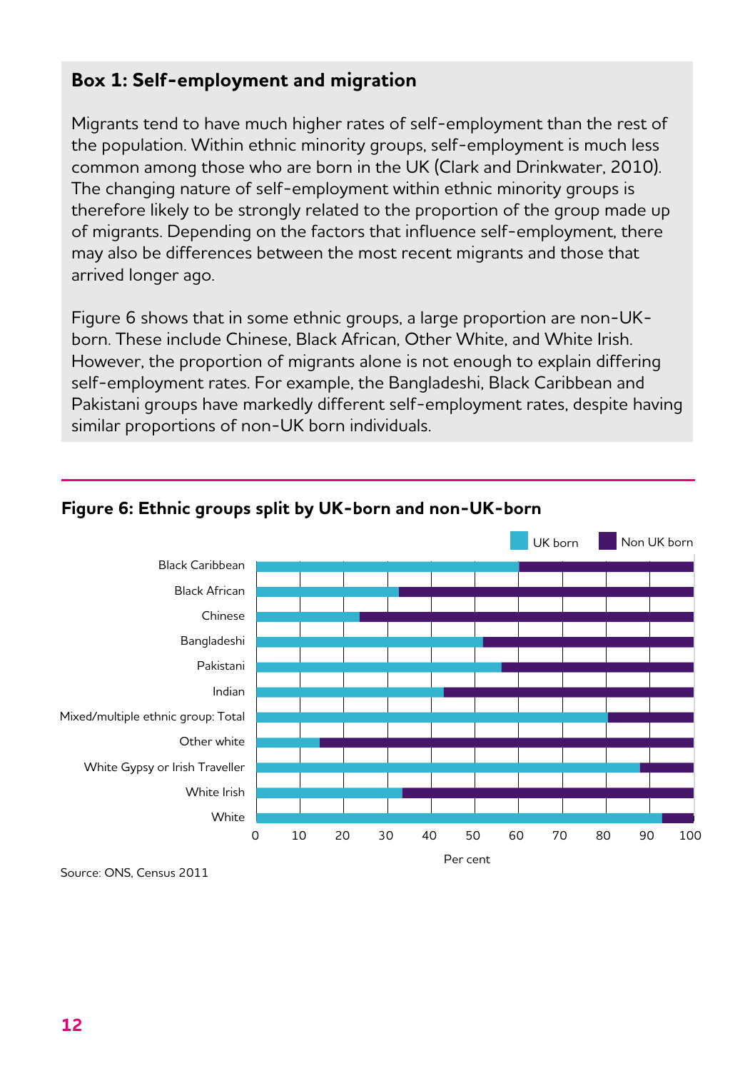## Box 1: Self-employment and migration

Migrants tend to have much higher rates of self-employment than the rest of the population. Within ethnic minority groups, self-employment is much less common among those who are born in the UK (Clark and Drinkwater, 2010). The changing nature of self-employment within ethnic minority groups is therefore likely to be strongly related to the proportion of the group made up of migrants. Depending on the factors that influence self-employment, there may also be differences between the most recent migrants and those that arrived longer ago.

Figure 6 shows that in some ethnic groups, a large proportion are non-UK-born. These include Chinese, Black African, Other White, and White Irish. However, the proportion of migrants alone is not enough to explain differing self-employment rates. For example, the Bangladeshi, Black Caribbean and Pakistani groups have markedly different self-employment rates, despite having similar proportions of non-UK born individuals.

**Figure 6: Ethnic groups split by UK-born and non-UK-born**

Source: ONS, Census 2011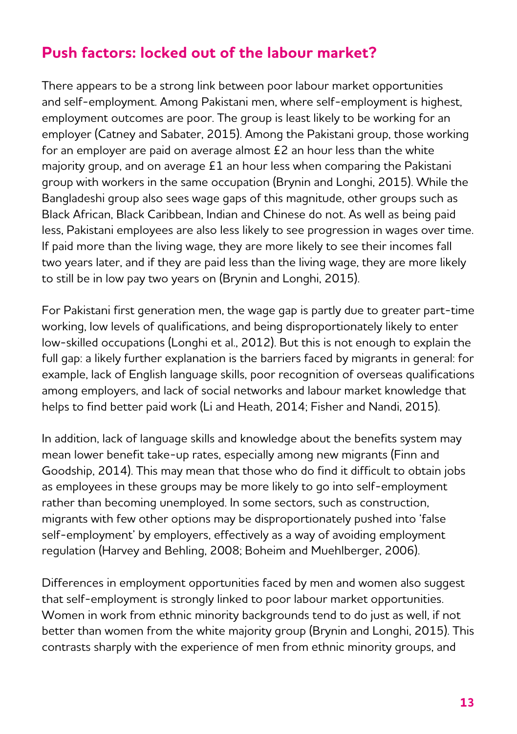## Push factors: locked out of the labour market?

There appears to be a strong link between poor labour market opportunities and self-employment. Among Pakistani men, where self-employment is highest, employment outcomes are poor. The group is least likely to be working for an employer (Catney and Sabater, 2015). Among the Pakistani group, those working for an employer are paid on average almost £2 an hour less than the white majority group, and on average £1 an hour less when comparing the Pakistani group with workers in the same occupation (Brynin and Longhi, 2015). While the Bangladeshi group also sees wage gaps of this magnitude, other groups such as Black African, Black Caribbean, Indian and Chinese do not. As well as being paid less, Pakistani employees are also less likely to see progression in wages over time. If paid more than the living wage, they are more likely to see their incomes fall two years later, and if they are paid less than the living wage, they are more likely to still be in low pay two years on (Brynin and Longhi, 2015).

For Pakistani first generation men, the wage gap is partly due to greater part-time working, low levels of qualifications, and being disproportionately likely to enter low-skilled occupations (Longhi et al., 2012). But this is not enough to explain the full gap: a likely further explanation is the barriers faced by migrants in general: for example, lack of English language skills, poor recognition of overseas qualifications among employers, and lack of social networks and labour market knowledge that helps to find better paid work (Li and Heath, 2014; Fisher and Nandi, 2015).

In addition, lack of language skills and knowledge about the benefits system may mean lower benefit take-up rates, especially among new migrants (Finn and Goodship, 2014). This may mean that those who do find it difficult to obtain jobs as employees in these groups may be more likely to go into self-employment rather than becoming unemployed. In some sectors, such as construction, migrants with few other options may be disproportionately pushed into 'false self-employment' by employers, effectively as a way of avoiding employment regulation (Harvey and Behling, 2008; Boheim and Muehlberger, 2006).

Differences in employment opportunities faced by men and women also suggest that self-employment is strongly linked to poor labour market opportunities. Women in work from ethnic minority backgrounds tend to do just as well, if not better than women from the white majority group (Brynin and Longhi, 2015). This contrasts sharply with the experience of men from ethnic minority groups, and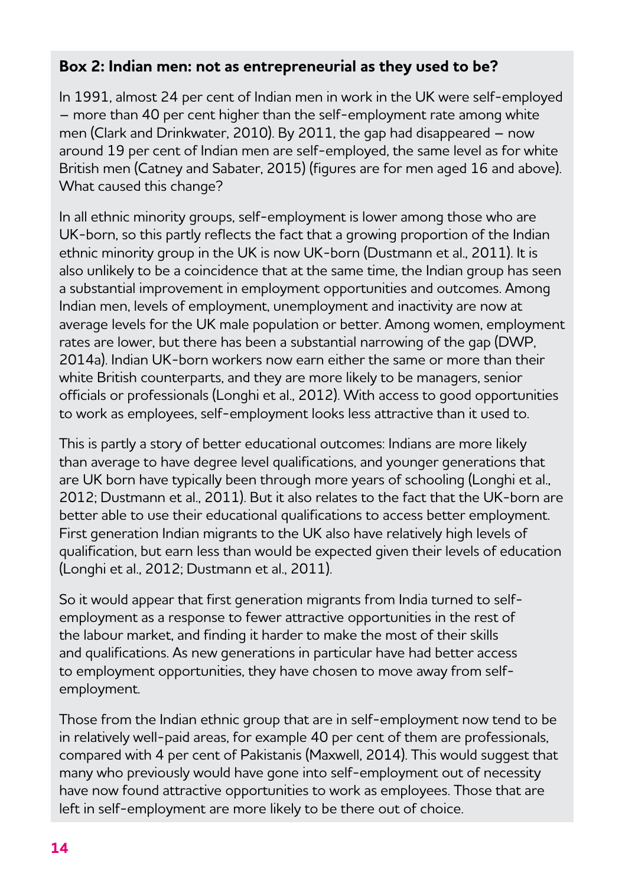**Box 2: Indian men: not as entrepreneurial as they used to be?**

In 1991, almost 24 per cent of Indian men in work in the UK were self-employed – more than 40 per cent higher than the self-employment rate among white men (Clark and Drinkwater, 2010). By 2011, the gap had disappeared – now around 19 per cent of Indian men are self-employed, the same level as for white British men (Catney and Sabater, 2015) (figures are for men aged 16 and above). What caused this change?

In all ethnic minority groups, self-employment is lower among those who are UK-born, so this partly reflects the fact that a growing proportion of the Indian ethnic minority group in the UK is now UK-born (Dustmann et al., 2011). It is also unlikely to be a coincidence that at the same time, the Indian group has seen a substantial improvement in employment opportunities and outcomes. Among Indian men, levels of employment, unemployment and inactivity are now at average levels for the UK male population or better. Among women, employment rates are lower, but there has been a substantial narrowing of the gap (DWP, 2014a). Indian UK-born workers now earn either the same or more than their white British counterparts, and they are more likely to be managers, senior officials or professionals (Longhi et al., 2012). With access to good opportunities to work as employees, self-employment looks less attractive than it used to.

This is partly a story of better educational outcomes: Indians are more likely than average to have degree level qualifications, and younger generations that are UK born have typically been through more years of schooling (Longhi et al., 2012; Dustmann et al., 2011). But it also relates to the fact that the UK-born are better able to use their educational qualifications to access better employment. First generation Indian migrants to the UK also have relatively high levels of qualification, but earn less than would be expected given their levels of education (Longhi et al., 2012; Dustmann et al., 2011).

So it would appear that first generation migrants from India turned to self-employment as a response to fewer attractive opportunities in the rest of the labour market, and finding it harder to make the most of their skills and qualifications. As new generations in particular have had better access to employment opportunities, they have chosen to move away from self-employment.

Those from the Indian ethnic group that are in self-employment now tend to be in relatively well-paid areas, for example 40 per cent of them are professionals, compared with 4 per cent of Pakistanis (Maxwell, 2014). This would suggest that many who previously would have gone into self-employment out of necessity have now found attractive opportunities to work as employees. Those that are left in self-employment are more likely to be there out of choice.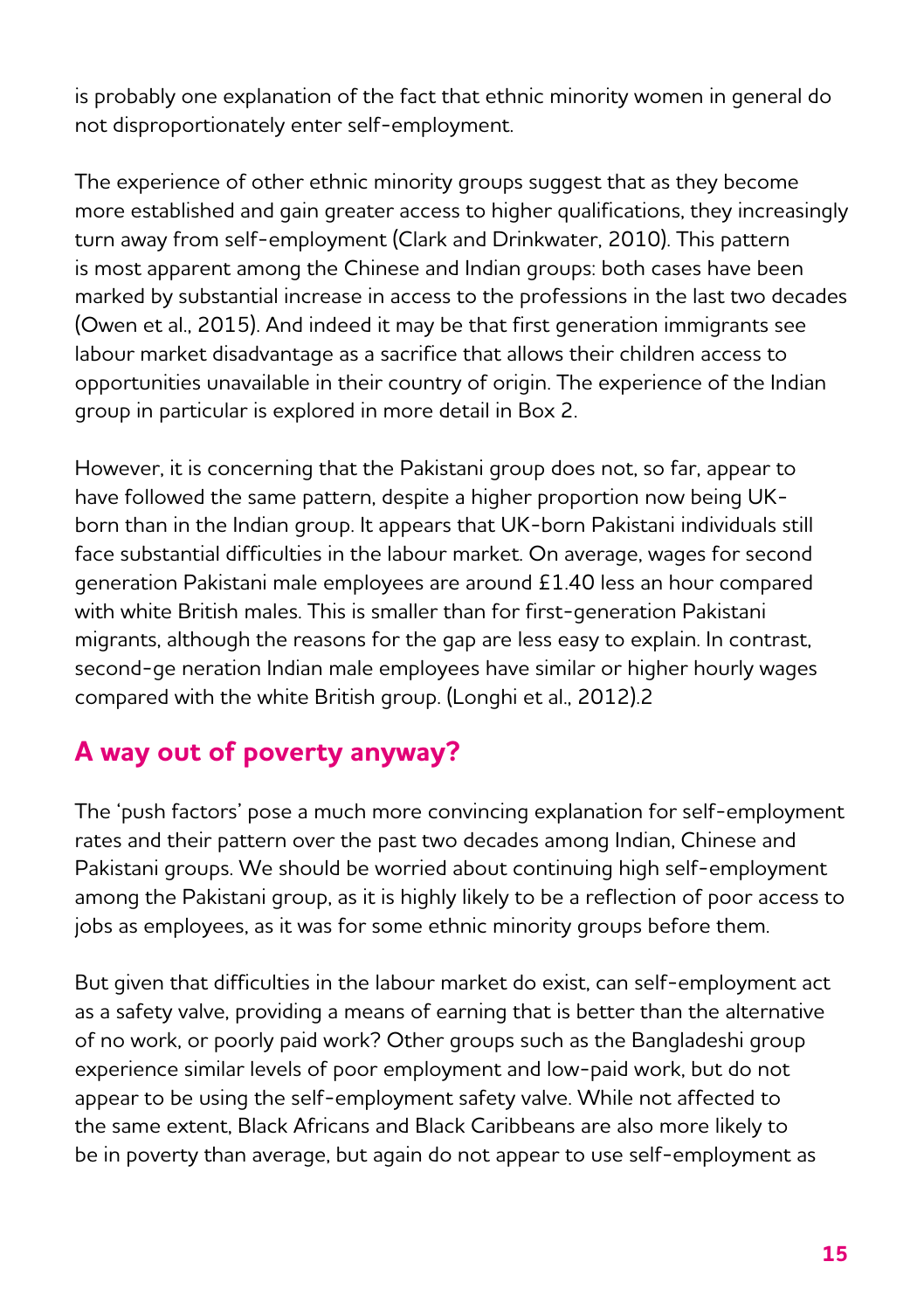is probably one explanation of the fact that ethnic minority women in general do not disproportionately enter self-employment.

The experience of other ethnic minority groups suggest that as they become more established and gain greater access to higher qualifications, they increasingly turn away from self-employment (Clark and Drinkwater, 2010). This pattern is most apparent among the Chinese and Indian groups: both cases have been marked by substantial increase in access to the professions in the last two decades (Owen et al., 2015). And indeed it may be that first generation immigrants see labour market disadvantage as a sacrifice that allows their children access to opportunities unavailable in their country of origin. The experience of the Indian group in particular is explored in more detail in Box 2.

However, it is concerning that the Pakistani group does not, so far, appear to have followed the same pattern, despite a higher proportion now being UK-born than in the Indian group. It appears that UK-born Pakistani individuals still face substantial difficulties in the labour market. On average, wages for second generation Pakistani male employees are around £1.40 less an hour compared with white British males. This is smaller than for first-generation Pakistani migrants, although the reasons for the gap are less easy to explain. In contrast, second-ge neration Indian male employees have similar or higher hourly wages compared with the white British group. (Longhi et al., 2012).2

## A way out of poverty anyway?

The 'push factors' pose a much more convincing explanation for self-employment rates and their pattern over the past two decades among Indian, Chinese and Pakistani groups. We should be worried about continuing high self-employment among the Pakistani group, as it is highly likely to be a reflection of poor access to jobs as employees, as it was for some ethnic minority groups before them.

But given that difficulties in the labour market do exist, can self-employment act as a safety valve, providing a means of earning that is better than the alternative of no work, or poorly paid work? Other groups such as the Bangladeshi group experience similar levels of poor employment and low-paid work, but do not appear to be using the self-employment safety valve. While not affected to the same extent, Black Africans and Black Caribbeans are also more likely to be in poverty than average, but again do not appear to use self-employment as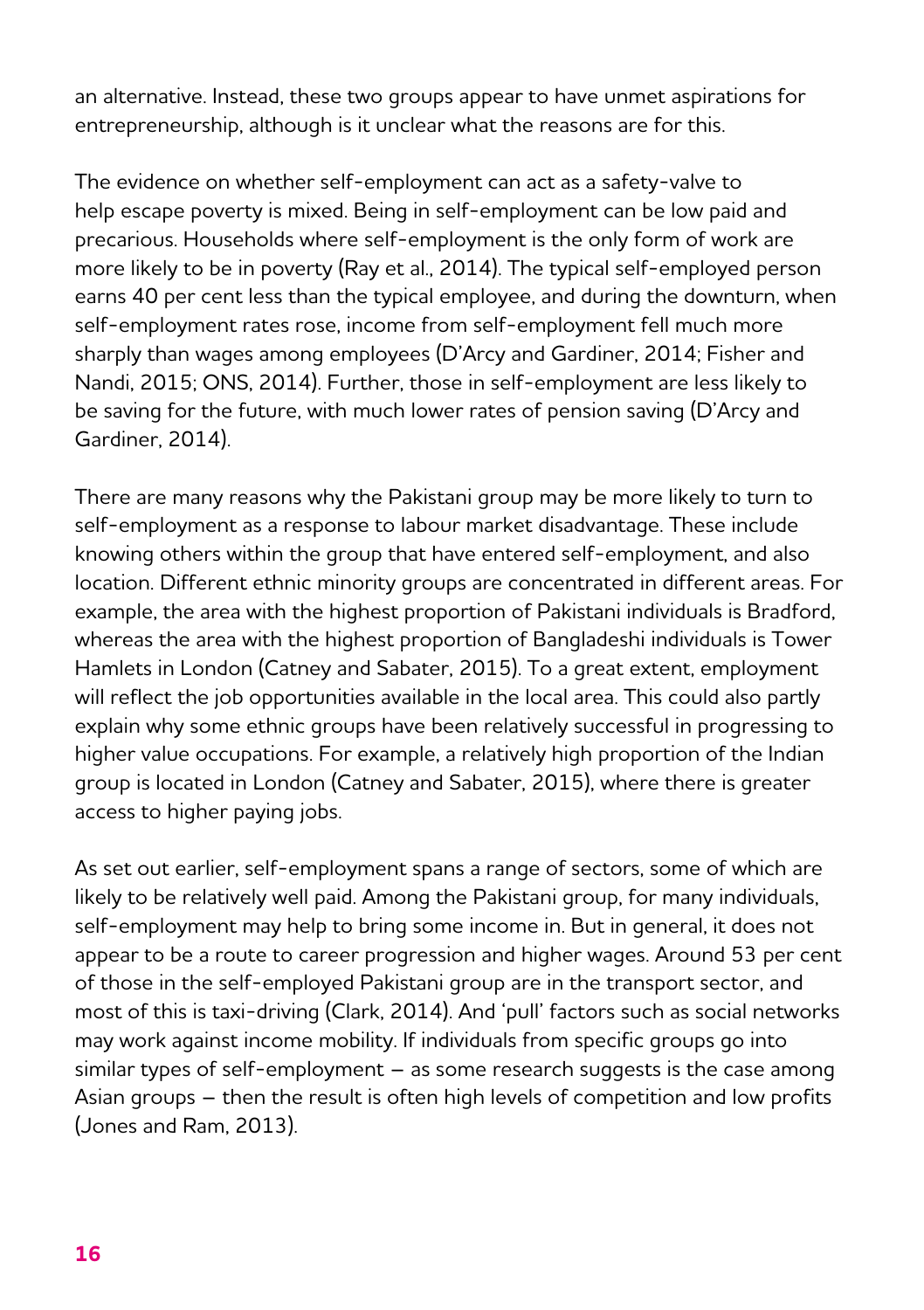an alternative. Instead, these two groups appear to have unmet aspirations for entrepreneurship, although is it unclear what the reasons are for this.

The evidence on whether self-employment can act as a safety-valve to help escape poverty is mixed. Being in self-employment can be low paid and precarious. Households where self-employment is the only form of work are more likely to be in poverty (Ray et al., 2014). The typical self-employed person earns 40 per cent less than the typical employee, and during the downturn, when self-employment rates rose, income from self-employment fell much more sharply than wages among employees (D'Arcy and Gardiner, 2014; Fisher and Nandi, 2015; ONS, 2014). Further, those in self-employment are less likely to be saving for the future, with much lower rates of pension saving (D'Arcy and Gardiner, 2014).

There are many reasons why the Pakistani group may be more likely to turn to self-employment as a response to labour market disadvantage. These include knowing others within the group that have entered self-employment, and also location. Different ethnic minority groups are concentrated in different areas. For example, the area with the highest proportion of Pakistani individuals is Bradford, whereas the area with the highest proportion of Bangladeshi individuals is Tower Hamlets in London (Catney and Sabater, 2015). To a great extent, employment will reflect the job opportunities available in the local area. This could also partly explain why some ethnic groups have been relatively successful in progressing to higher value occupations. For example, a relatively high proportion of the Indian group is located in London (Catney and Sabater, 2015), where there is greater access to higher paying jobs.

As set out earlier, self-employment spans a range of sectors, some of which are likely to be relatively well paid. Among the Pakistani group, for many individuals, self-employment may help to bring some income in. But in general, it does not appear to be a route to career progression and higher wages. Around 53 per cent of those in the self-employed Pakistani group are in the transport sector, and most of this is taxi-driving (Clark, 2014). And 'pull' factors such as social networks may work against income mobility. If individuals from specific groups go into similar types of self-employment – as some research suggests is the case among Asian groups – then the result is often high levels of competition and low profits (Jones and Ram, 2013).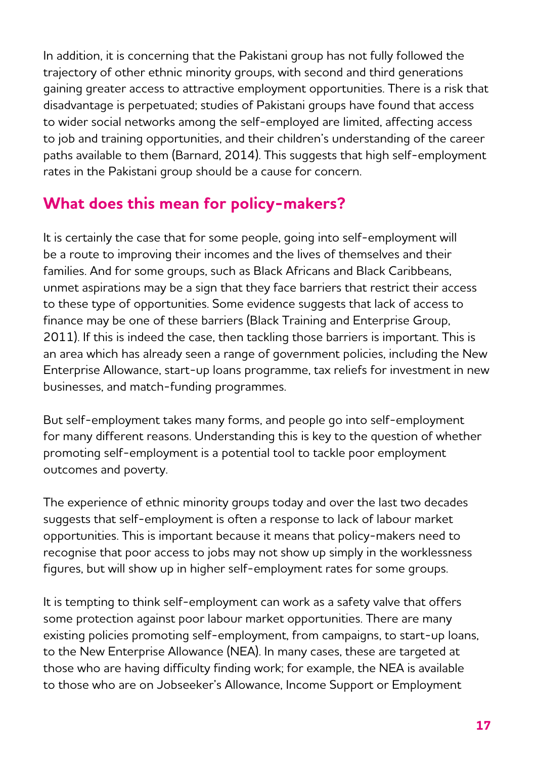In addition, it is concerning that the Pakistani group has not fully followed the trajectory of other ethnic minority groups, with second and third generations gaining greater access to attractive employment opportunities. There is a risk that disadvantage is perpetuated; studies of Pakistani groups have found that access to wider social networks among the self-employed are limited, affecting access to job and training opportunities, and their children's understanding of the career paths available to them (Barnard, 2014). This suggests that high self-employment rates in the Pakistani group should be a cause for concern.

## What does this mean for policy-makers?

It is certainly the case that for some people, going into self-employment will be a route to improving their incomes and the lives of themselves and their families. And for some groups, such as Black Africans and Black Caribbeans, unmet aspirations may be a sign that they face barriers that restrict their access to these type of opportunities. Some evidence suggests that lack of access to finance may be one of these barriers (Black Training and Enterprise Group, 2011). If this is indeed the case, then tackling those barriers is important. This is an area which has already seen a range of government policies, including the New Enterprise Allowance, start-up loans programme, tax reliefs for investment in new businesses, and match-funding programmes.

But self-employment takes many forms, and people go into self-employment for many different reasons. Understanding this is key to the question of whether promoting self-employment is a potential tool to tackle poor employment outcomes and poverty.

The experience of ethnic minority groups today and over the last two decades suggests that self-employment is often a response to lack of labour market opportunities. This is important because it means that policy-makers need to recognise that poor access to jobs may not show up simply in the worklessness figures, but will show up in higher self-employment rates for some groups.

It is tempting to think self-employment can work as a safety valve that offers some protection against poor labour market opportunities. There are many existing policies promoting self-employment, from campaigns, to start-up loans, to the New Enterprise Allowance (NEA). In many cases, these are targeted at those who are having difficulty finding work; for example, the NEA is available to those who are on Jobseeker's Allowance, Income Support or Employment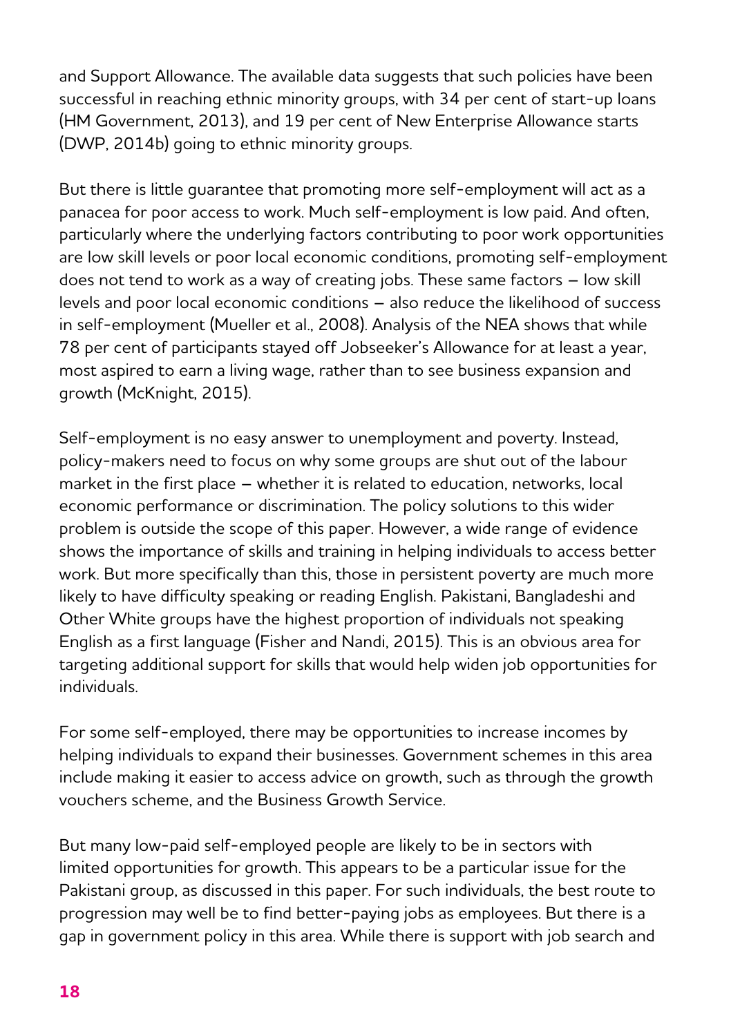and Support Allowance. The available data suggests that such policies have been successful in reaching ethnic minority groups, with 34 per cent of start-up loans (HM Government, 2013), and 19 per cent of New Enterprise Allowance starts (DWP, 2014b) going to ethnic minority groups.

But there is little guarantee that promoting more self-employment will act as a panacea for poor access to work. Much self-employment is low paid. And often, particularly where the underlying factors contributing to poor work opportunities are low skill levels or poor local economic conditions, promoting self-employment does not tend to work as a way of creating jobs. These same factors – low skill levels and poor local economic conditions – also reduce the likelihood of success in self-employment (Mueller et al., 2008). Analysis of the NEA shows that while 78 per cent of participants stayed off Jobseeker's Allowance for at least a year, most aspired to earn a living wage, rather than to see business expansion and growth (McKnight, 2015).

Self-employment is no easy answer to unemployment and poverty. Instead, policy-makers need to focus on why some groups are shut out of the labour market in the first place – whether it is related to education, networks, local economic performance or discrimination. The policy solutions to this wider problem is outside the scope of this paper. However, a wide range of evidence shows the importance of skills and training in helping individuals to access better work. But more specifically than this, those in persistent poverty are much more likely to have difficulty speaking or reading English. Pakistani, Bangladeshi and Other White groups have the highest proportion of individuals not speaking English as a first language (Fisher and Nandi, 2015). This is an obvious area for targeting additional support for skills that would help widen job opportunities for individuals.

For some self-employed, there may be opportunities to increase incomes by helping individuals to expand their businesses. Government schemes in this area include making it easier to access advice on growth, such as through the growth vouchers scheme, and the Business Growth Service.

But many low-paid self-employed people are likely to be in sectors with limited opportunities for growth. This appears to be a particular issue for the Pakistani group, as discussed in this paper. For such individuals, the best route to progression may well be to find better-paying jobs as employees. But there is a gap in government policy in this area. While there is support with job search and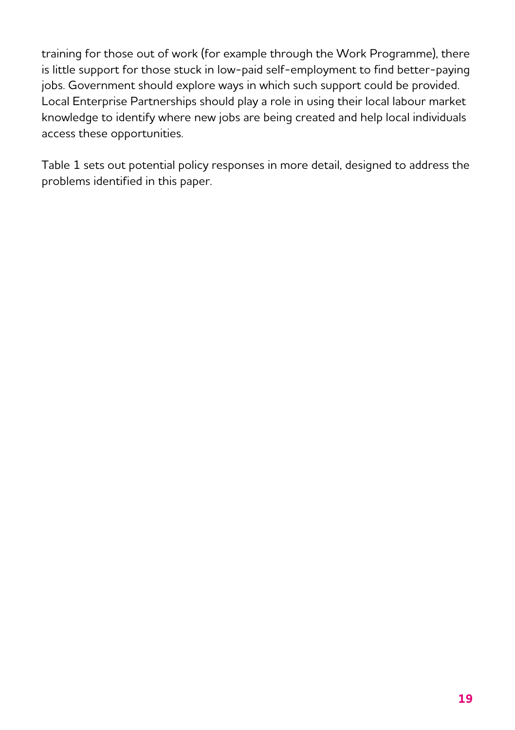training for those out of work (for example through the Work Programme), there is little support for those stuck in low-paid self-employment to find better-paying jobs. Government should explore ways in which such support could be provided. Local Enterprise Partnerships should play a role in using their local labour market knowledge to identify where new jobs are being created and help local individuals access these opportunities.

Table 1 sets out potential policy responses in more detail, designed to address the problems identified in this paper.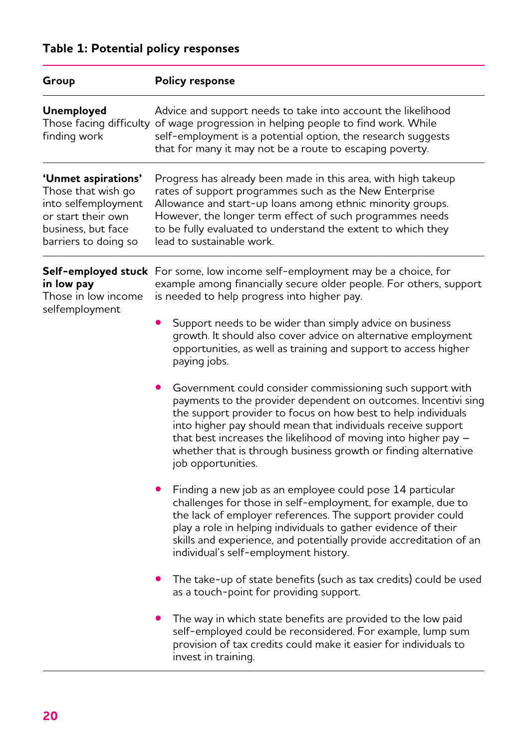**Table 1: Potential policy responses**

| Group | Policy response |
| --- | --- |
| **Unemployed** Those facing difficulty finding work | Advice and support needs to take into account the likelihood of wage progression in helping people to find work. While self-employment is a potential option, the research suggests that for many it may not be a route to escaping poverty. |
| **'Unmet aspirations'** Those that wish go into selfemployment or start their own business, but face barriers to doing so | Progress has already been made in this area, with high takeup rates of support programmes such as the New Enterprise Allowance and start-up loans among ethnic minority groups. However, the longer term effect of such programmes needs to be fully evaluated to understand the extent to which they lead to sustainable work. |
| **Self-employed stuck in low pay** Those in low income selfemployment | For some, low income self-employment may be a choice, for example among financially secure older people. For others, support is needed to help progress into higher pay.<br><br>• Support needs to be wider than simply advice on business growth. It should also cover advice on alternative employment opportunities, as well as training and support to access higher paying jobs.<br><br>• Government could consider commissioning such support with payments to the provider dependent on outcomes. Incentivi sing the support provider to focus on how best to help individuals into higher pay should mean that individuals receive support that best increases the likelihood of moving into higher pay – whether that is through business growth or finding alternative job opportunities.<br><br>• Finding a new job as an employee could pose 14 particular challenges for those in self-employment, for example, due to the lack of employer references. The support provider could play a role in helping individuals to gather evidence of their skills and experience, and potentially provide accreditation of an individual's self-employment history.<br><br>• The take-up of state benefits (such as tax credits) could be used as a touch-point for providing support.<br><br>• The way in which state benefits are provided to the low paid self-employed could be reconsidered. For example, lump sum provision of tax credits could make it easier for individuals to invest in training. |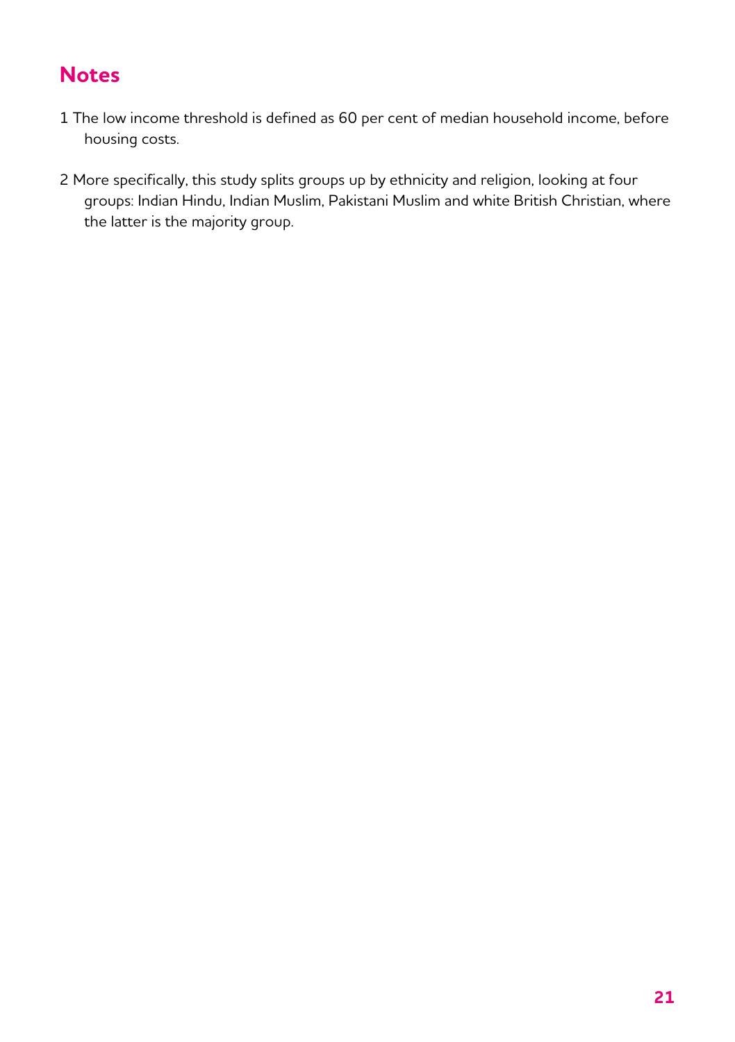## Notes

1 The low income threshold is defined as 60 per cent of median household income, before housing costs.

2 More specifically, this study splits groups up by ethnicity and religion, looking at four groups: Indian Hindu, Indian Muslim, Pakistani Muslim and white British Christian, where the latter is the majority group.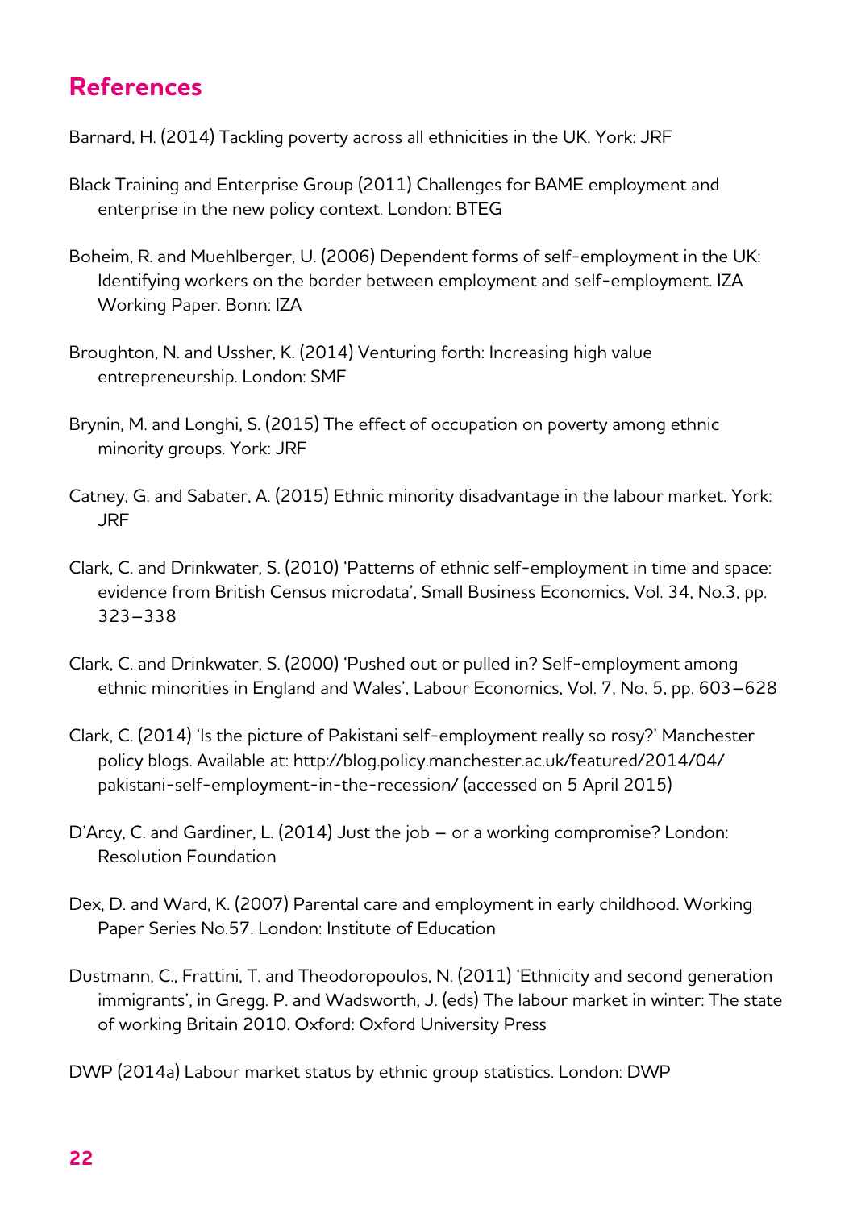## References

Barnard, H. (2014) Tackling poverty across all ethnicities in the UK. York: JRF

Black Training and Enterprise Group (2011) Challenges for BAME employment and enterprise in the new policy context. London: BTEG

Boheim, R. and Muehlberger, U. (2006) Dependent forms of self-employment in the UK: Identifying workers on the border between employment and self-employment. IZA Working Paper. Bonn: IZA

Broughton, N. and Ussher, K. (2014) Venturing forth: Increasing high value entrepreneurship. London: SMF

Brynin, M. and Longhi, S. (2015) The effect of occupation on poverty among ethnic minority groups. York: JRF

Catney, G. and Sabater, A. (2015) Ethnic minority disadvantage in the labour market. York: JRF

Clark, C. and Drinkwater, S. (2010) 'Patterns of ethnic self-employment in time and space: evidence from British Census microdata', Small Business Economics, Vol. 34, No.3, pp. 323–338

Clark, C. and Drinkwater, S. (2000) 'Pushed out or pulled in? Self-employment among ethnic minorities in England and Wales', Labour Economics, Vol. 7, No. 5, pp. 603–628

Clark, C. (2014) 'Is the picture of Pakistani self-employment really so rosy?' Manchester policy blogs. Available at: http://blog.policy.manchester.ac.uk/featured/2014/04/pakistani-self-employment-in-the-recession/ (accessed on 5 April 2015)

D'Arcy, C. and Gardiner, L. (2014) Just the job – or a working compromise? London: Resolution Foundation

Dex, D. and Ward, K. (2007) Parental care and employment in early childhood. Working Paper Series No.57. London: Institute of Education

Dustmann, C., Frattini, T. and Theodoropoulos, N. (2011) 'Ethnicity and second generation immigrants', in Gregg. P. and Wadsworth, J. (eds) The labour market in winter: The state of working Britain 2010. Oxford: Oxford University Press

DWP (2014a) Labour market status by ethnic group statistics. London: DWP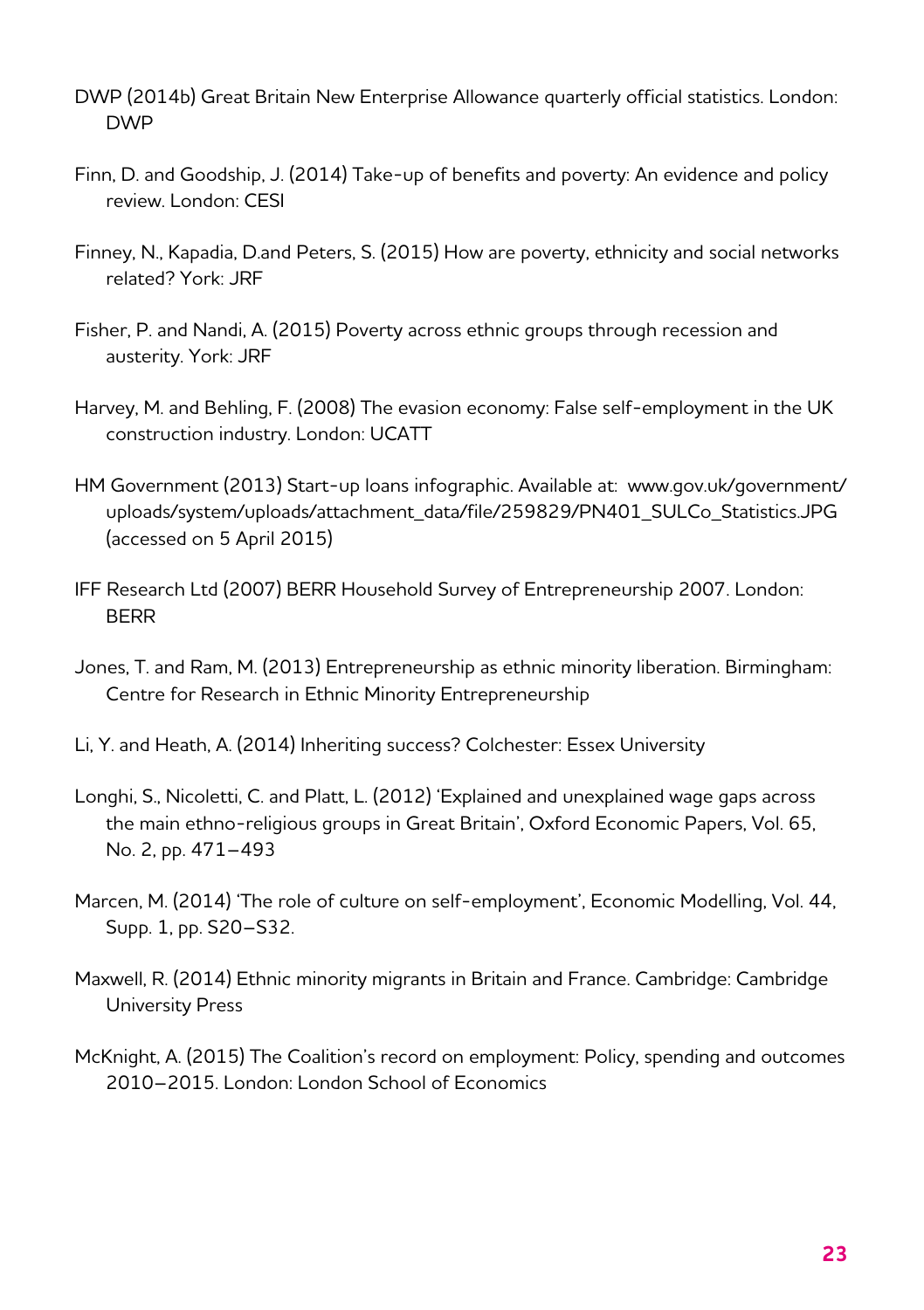DWP (2014b) Great Britain New Enterprise Allowance quarterly official statistics. London: DWP

Finn, D. and Goodship, J. (2014) Take-up of benefits and poverty: An evidence and policy review. London: CESI

Finney, N., Kapadia, D.and Peters, S. (2015) How are poverty, ethnicity and social networks related? York: JRF

Fisher, P. and Nandi, A. (2015) Poverty across ethnic groups through recession and austerity. York: JRF

Harvey, M. and Behling, F. (2008) The evasion economy: False self-employment in the UK construction industry. London: UCATT

HM Government (2013) Start-up loans infographic. Available at: www.gov.uk/government/uploads/system/uploads/attachment_data/file/259829/PN401_SULCo_Statistics.JPG (accessed on 5 April 2015)

IFF Research Ltd (2007) BERR Household Survey of Entrepreneurship 2007. London: BERR

Jones, T. and Ram, M. (2013) Entrepreneurship as ethnic minority liberation. Birmingham: Centre for Research in Ethnic Minority Entrepreneurship

Li, Y. and Heath, A. (2014) Inheriting success? Colchester: Essex University

Longhi, S., Nicoletti, C. and Platt, L. (2012) 'Explained and unexplained wage gaps across the main ethno-religious groups in Great Britain', Oxford Economic Papers, Vol. 65, No. 2, pp. 471–493

Marcen, M. (2014) 'The role of culture on self-employment', Economic Modelling, Vol. 44, Supp. 1, pp. S20–S32.

Maxwell, R. (2014) Ethnic minority migrants in Britain and France. Cambridge: Cambridge University Press

McKnight, A. (2015) The Coalition's record on employment: Policy, spending and outcomes 2010–2015. London: London School of Economics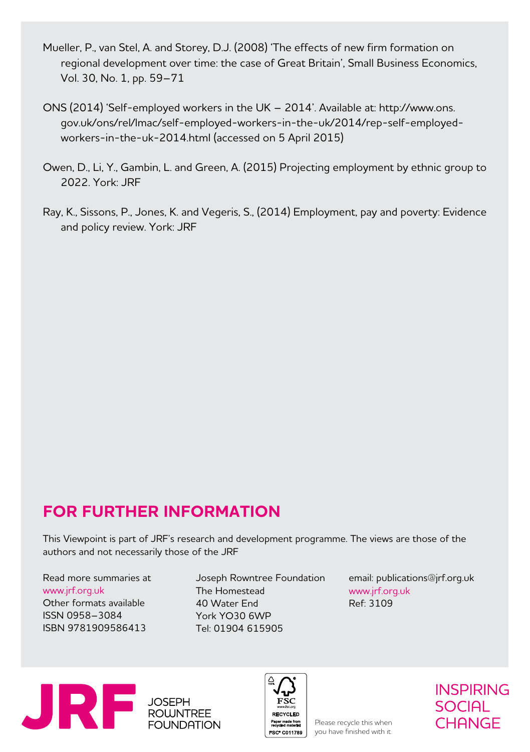Mueller, P., van Stel, A. and Storey, D.J. (2008) 'The effects of new firm formation on regional development over time: the case of Great Britain', Small Business Economics, Vol. 30, No. 1, pp. 59–71

ONS (2014) 'Self-employed workers in the UK – 2014'. Available at: http://www.ons.gov.uk/ons/rel/lmac/self-employed-workers-in-the-uk/2014/rep-self-employed-workers-in-the-uk-2014.html (accessed on 5 April 2015)

Owen, D., Li, Y., Gambin, L. and Green, A. (2015) Projecting employment by ethnic group to 2022. York: JRF

Ray, K., Sissons, P., Jones, K. and Vegeris, S., (2014) Employment, pay and poverty: Evidence and policy review. York: JRF

## FOR FURTHER INFORMATION

This Viewpoint is part of JRF's research and development programme. The views are those of the authors and not necessarily those of the JRF

Read more summaries at
www.jrf.org.uk
Other formats available
ISSN 0958–3084
ISBN 9781909586413

Joseph Rowntree Foundation
The Homestead
40 Water End
York YO30 6WP
Tel: 01904 615905

email: publications@jrf.org.uk
www.jrf.org.uk
Ref: 3109

JRF JOSEPH ROWNTREE FOUNDATION

FSC RECYCLED Paper made from recycled material FSC® C011789

Please recycle this when you have finished with it.

INSPIRING SOCIAL CHANGE